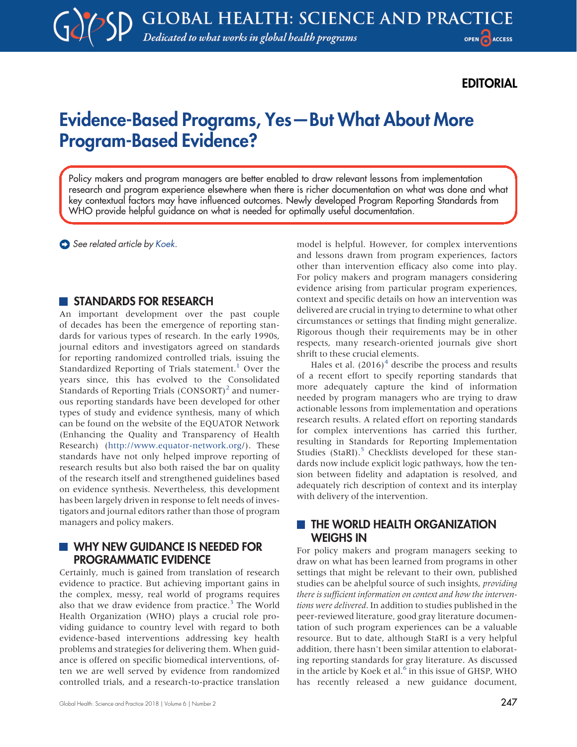EDITORIAL

# Evidence-Based Programs, Yes—But What About More Program-Based Evidence?

Policy makers and program managers are better enabled to draw relevant lessons from implementation research and program experience elsewhere when there is richer documentation on what was done and what key contextual factors may have influenced outcomes. Newly developed Program Reporting Standards from WHO provide helpful guidance on what is needed for optimally useful documentation.

*See related article by* Koek.

## STANDARDS FOR RESEARCH

An important development over the past couple of decades has been the emergence of reporting standards for various types of research. In the early 1990s, journal editors and investigators agreed on standards for reporting randomized controlled trials, issuing the Standardized Reporting of Trials statement.[1] Over the years since, this has evolved to the Consolidated Standards of Reporting Trials (CONSORT)[2] and numerous reporting standards have been developed for other types of study and evidence synthesis, many of which can be found on the website of the EQUATOR Network (Enhancing the Quality and Transparency of Health Research) (http://www.equator-network.org/). These standards have not only helped improve reporting of research results but also both raised the bar on quality of the research itself and strengthened guidelines based on evidence synthesis. Nevertheless, this development has been largely driven in response to felt needs of investigators and journal editors rather than those of program managers and policy makers.

## WHY NEW GUIDANCE IS NEEDED FOR PROGRAMMATIC EVIDENCE

Certainly, much is gained from translation of research evidence to practice. But achieving important gains in the complex, messy, real world of programs requires also that we draw evidence from practice.[3] The World Health Organization (WHO) plays a crucial role providing guidance to country level with regard to both evidence-based interventions addressing key health problems and strategies for delivering them. When guidance is offered on specific biomedical interventions, often we are well served by evidence from randomized controlled trials, and a research-to-practice translation model is helpful. However, for complex interventions and lessons drawn from program experiences, factors other than intervention efficacy also come into play. For policy makers and program managers considering evidence arising from particular program experiences, context and specific details on how an intervention was delivered are crucial in trying to determine to what other circumstances or settings that finding might generalize. Rigorous though their requirements may be in other respects, many research-oriented journals give short shrift to these crucial elements.

Hales et al. (2016)[4] describe the process and results of a recent effort to specify reporting standards that more adequately capture the kind of information needed by program managers who are trying to draw actionable lessons from implementation and operations research results. A related effort on reporting standards for complex interventions has carried this further, resulting in Standards for Reporting Implementation Studies (StaRI).[5] Checklists developed for these standards now include explicit logic pathways, how the tension between fidelity and adaptation is resolved, and adequately rich description of context and its interplay with delivery of the intervention.

## THE WORLD HEALTH ORGANIZATION WEIGHS IN

For policy makers and program managers seeking to draw on what has been learned from programs in other settings that might be relevant to their own, published studies can be ahelpful source of such insights, *providing there is sufficient information on context and how the interventions were delivered*. In addition to studies published in the peer-reviewed literature, good gray literature documentation of such program experiences can be a valuable resource. But to date, although StaRI is a very helpful addition, there hasn't been similar attention to elaborating reporting standards for gray literature. As discussed in the article by Koek et al.[6] in this issue of GHSP, WHO has recently released a new guidance document,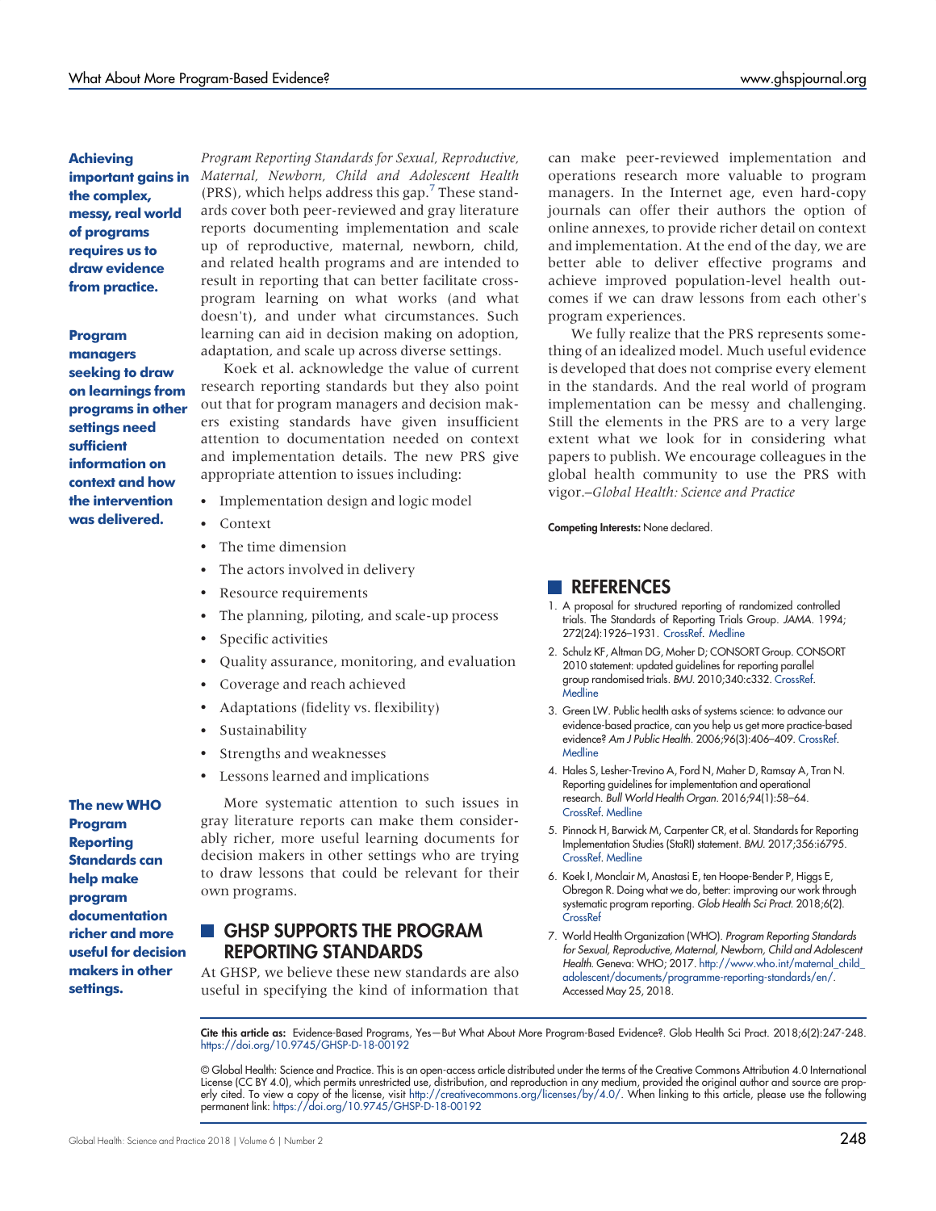**Achieving important gains in the complex, messy, real world of programs requires us to draw evidence from practice.**

*Program Reporting Standards for Sexual, Reproductive, Maternal, Newborn, Child and Adolescent Health* (PRS), which helps address this gap.[7] These standards cover both peer-reviewed and gray literature reports documenting implementation and scale up of reproductive, maternal, newborn, child, and related health programs and are intended to result in reporting that can better facilitate cross-program learning on what works (and what doesn't), and under what circumstances. Such learning can aid in decision making on adoption, adaptation, and scale up across diverse settings.

**Program managers seeking to draw on learnings from programs in other settings need sufficient information on context and how the intervention was delivered.**

Koek et al. acknowledge the value of current research reporting standards but they also point out that for program managers and decision makers existing standards have given insufficient attention to documentation needed on context and implementation details. The new PRS give appropriate attention to issues including:

- Implementation design and logic model
- Context
- The time dimension
- The actors involved in delivery
- Resource requirements
- The planning, piloting, and scale-up process
- Specific activities
- Quality assurance, monitoring, and evaluation
- Coverage and reach achieved
- Adaptations (fidelity vs. flexibility)
- Sustainability
- Strengths and weaknesses
- Lessons learned and implications

**The new WHO Program Reporting Standards can help make program documentation richer and more useful for decision makers in other settings.**

More systematic attention to such issues in gray literature reports can make them considerably richer, more useful learning documents for decision makers in other settings who are trying to draw lessons that could be relevant for their own programs.

## GHSP SUPPORTS THE PROGRAM REPORTING STANDARDS

At GHSP, we believe these new standards are also useful in specifying the kind of information that can make peer-reviewed implementation and operations research more valuable to program managers. In the Internet age, even hard-copy journals can offer their authors the option of online annexes, to provide richer detail on context and implementation. At the end of the day, we are better able to deliver effective programs and achieve improved population-level health outcomes if we can draw lessons from each other's program experiences.

We fully realize that the PRS represents something of an idealized model. Much useful evidence is developed that does not comprise every element in the standards. And the real world of program implementation can be messy and challenging. Still the elements in the PRS are to a very large extent what we look for in considering what papers to publish. We encourage colleagues in the global health community to use the PRS with vigor.–*Global Health: Science and Practice*

**Competing Interests:** None declared.

## REFERENCES

1. A proposal for structured reporting of randomized controlled trials. The Standards of Reporting Trials Group. *JAMA*. 1994; 272(24):1926–1931. CrossRef. Medline
2. Schulz KF, Altman DG, Moher D; CONSORT Group. CONSORT 2010 statement: updated guidelines for reporting parallel group randomised trials. *BMJ*. 2010;340:c332. CrossRef. Medline
3. Green LW. Public health asks of systems science: to advance our evidence-based practice, can you help us get more practice-based evidence? *Am J Public Health*. 2006;96(3):406–409. CrossRef. Medline
4. Hales S, Lesher-Trevino A, Ford N, Maher D, Ramsay A, Tran N. Reporting guidelines for implementation and operational research. *Bull World Health Organ*. 2016;94(1):58–64. CrossRef. Medline
5. Pinnock H, Barwick M, Carpenter CR, et al. Standards for Reporting Implementation Studies (StaRI) statement. *BMJ*. 2017;356:i6795. CrossRef. Medline
6. Koek I, Monclair M, Anastasi E, ten Hoope-Bender P, Higgs E, Obregon R. Doing what we do, better: improving our work through systematic program reporting. *Glob Health Sci Pract*. 2018;6(2). CrossRef
7. World Health Organization (WHO). *Program Reporting Standards for Sexual, Reproductive, Maternal, Newborn, Child and Adolescent Health*. Geneva: WHO; 2017. http://www.who.int/maternal_child_adolescent/documents/programme-reporting-standards/en/. Accessed May 25, 2018.

**Cite this article as:** Evidence-Based Programs, Yes—But What About More Program-Based Evidence?. Glob Health Sci Pract. 2018;6(2):247-248. https://doi.org/10.9745/GHSP-D-18-00192

© Global Health: Science and Practice. This is an open-access article distributed under the terms of the Creative Commons Attribution 4.0 International License (CC BY 4.0), which permits unrestricted use, distribution, and reproduction in any medium, provided the original author and source are properly cited. To view a copy of the license, visit http://creativecommons.org/licenses/by/4.0/. When linking to this article, please use the following permanent link: https://doi.org/10.9745/GHSP-D-18-00192